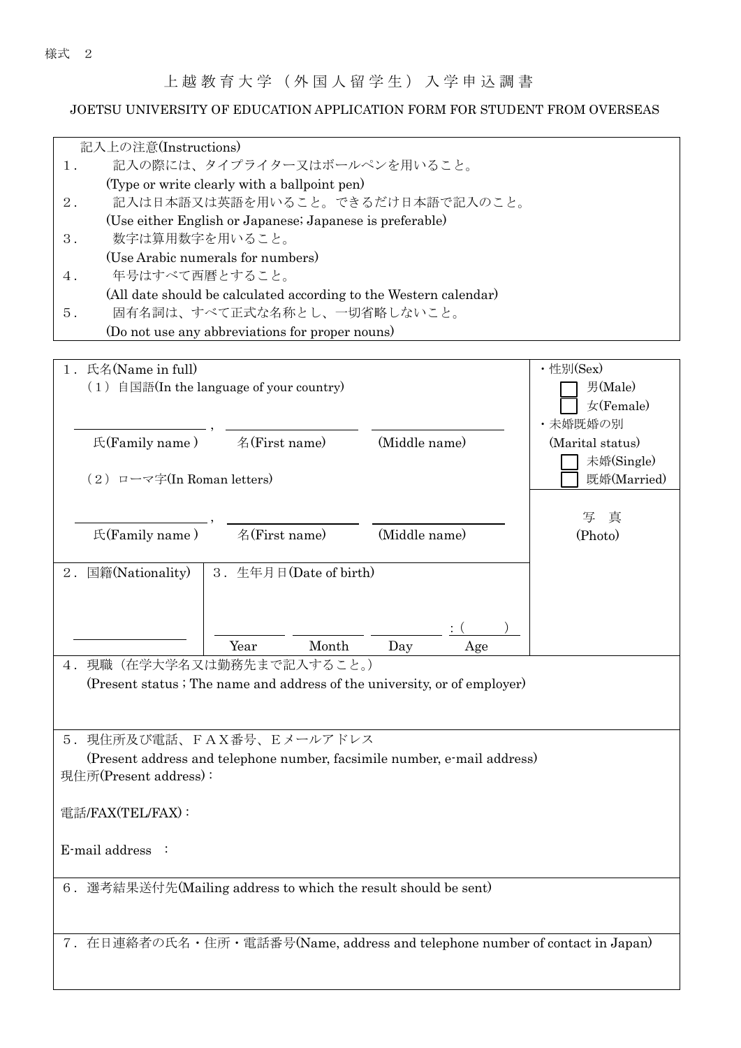様式　2

# 上越教育大学（外国人留学生）入学申込調書

## JOETSU UNIVERSITY OF EDUCATION APPLICATION FORM FOR STUDENT FROM OVERSEAS

記入上の注意(Instructions)

1．　記入の際には、タイプライター又はボールペンを用いること。
(Type or write clearly with a ballpoint pen)
2．　記入は日本語又は英語を用いること。できるだけ日本語で記入のこと。
(Use either English or Japanese; Japanese is preferable)
3．　数字は算用数字を用いること。
(Use Arabic numerals for numbers)
4．　年号はすべて西暦とすること。
(All date should be calculated according to the Western calendar)
5．　固有名詞は、すべて正式な名称とし、一切省略しないこと。
(Do not use any abbreviations for proper nouns)

| | | |
|---|---|---|
| 1．氏名(Name in full)<br>（1）自国語(In the language of your country)<br>\_\_\_\_\_\_\_\_, \_\_\_\_\_\_\_\_ \_\_\_\_\_\_\_\_<br>氏(Family name )　名(First name)　(Middle name)<br>（2）ローマ字(In Roman letters)<br>\_\_\_\_\_\_\_\_, \_\_\_\_\_\_\_\_ \_\_\_\_\_\_\_\_<br>氏(Family name )　名(First name)　(Middle name) | | ・性別(Sex)<br>☐ 男(Male)<br>☐ 女(Female)<br>・未婚既婚の別<br>(Marital status)<br>☐ 未婚(Single)<br>☐ 既婚(Married) |
| 2．国籍(Nationality)<br>\_\_\_\_\_\_\_\_ | 3．生年月日(Date of birth)<br>\_\_\_\_ \_\_\_\_ \_\_\_\_ ：(　　)<br>Year　Month　Day　Age | 写　真<br>(Photo) |

4．現職（在学大学名又は勤務先まで記入すること。）
(Present status ; The name and address of the university, or of employer)

5．現住所及び電話、ＦＡＸ番号、Ｅメールアドレス
(Present address and telephone number, facsimile number, e-mail address)
現住所(Present address)：

電話/FAX(TEL/FAX)：

E-mail address　：

6．選考結果送付先(Mailing address to which the result should be sent)

7．在日連絡者の氏名・住所・電話番号(Name, address and telephone number of contact in Japan)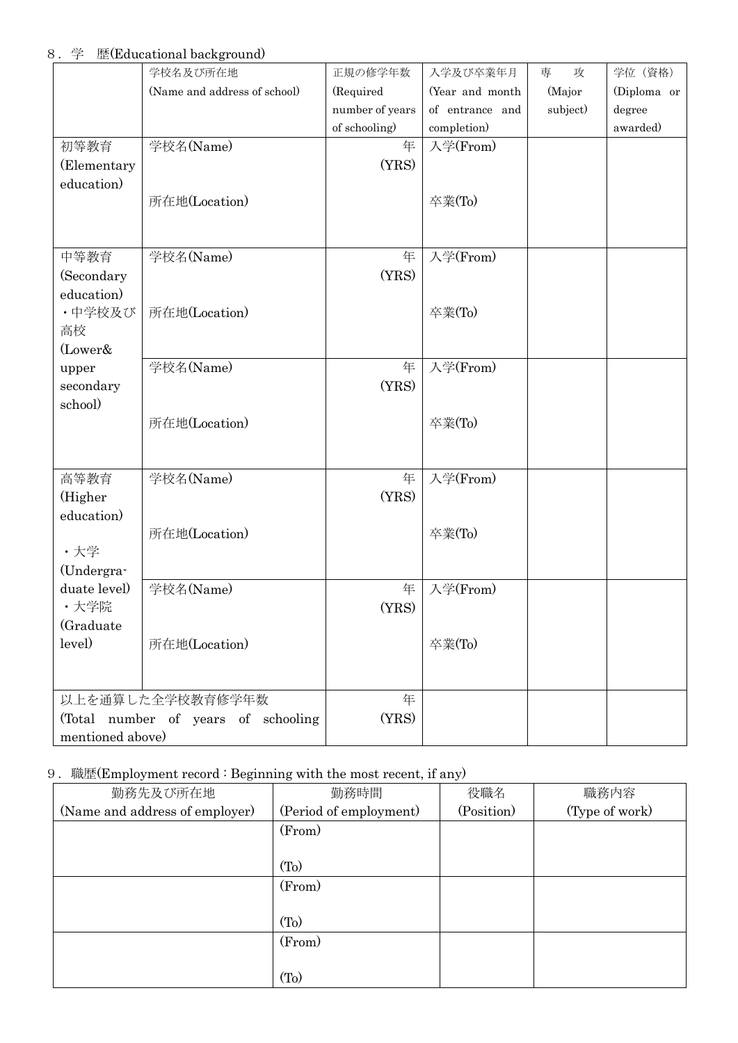８．学　歴(Educational background)

| | 学校名及び所在地<br>(Name and address of school) | 正規の修学年数<br>(Required number of years of schooling) | 入学及び卒業年月<br>(Year and month of entrance and completion) | 専　攻<br>(Major subject) | 学位（資格）<br>(Diploma or degree awarded) |
|---|---|---|---|---|---|
| 初等教育<br>(Elementary education) | 学校名(Name)<br><br>所在地(Location) | 年<br>(YRS) | 入学(From)<br><br>卒業(To) | | |
| 中等教育<br>(Secondary education)<br>・中学校及び高校<br>(Lower& upper secondary school) | 学校名(Name)<br><br>所在地(Location) | 年<br>(YRS) | 入学(From)<br><br>卒業(To) | | |
| | 学校名(Name)<br><br>所在地(Location) | 年<br>(YRS) | 入学(From)<br><br>卒業(To) | | |
| 高等教育<br>(Higher education)<br>・大学<br>(Undergraduate level)<br>・大学院<br>(Graduate level) | 学校名(Name)<br><br>所在地(Location) | 年<br>(YRS) | 入学(From)<br><br>卒業(To) | | |
| | 学校名(Name)<br><br>所在地(Location) | 年<br>(YRS) | 入学(From)<br><br>卒業(To) | | |
| 以上を通算した全学校教育修学年数<br>(Total number of years of schooling mentioned above) | | 年<br>(YRS) | | | |

９．職歴(Employment record : Beginning with the most recent, if any)

| 勤務先及び所在地<br>(Name and address of employer) | 勤務時間<br>(Period of employment) | 役職名<br>(Position) | 職務内容<br>(Type of work) |
|---|---|---|---|
| | (From)<br><br>(To) | | |
| | (From)<br><br>(To) | | |
| | (From)<br><br>(To) | | |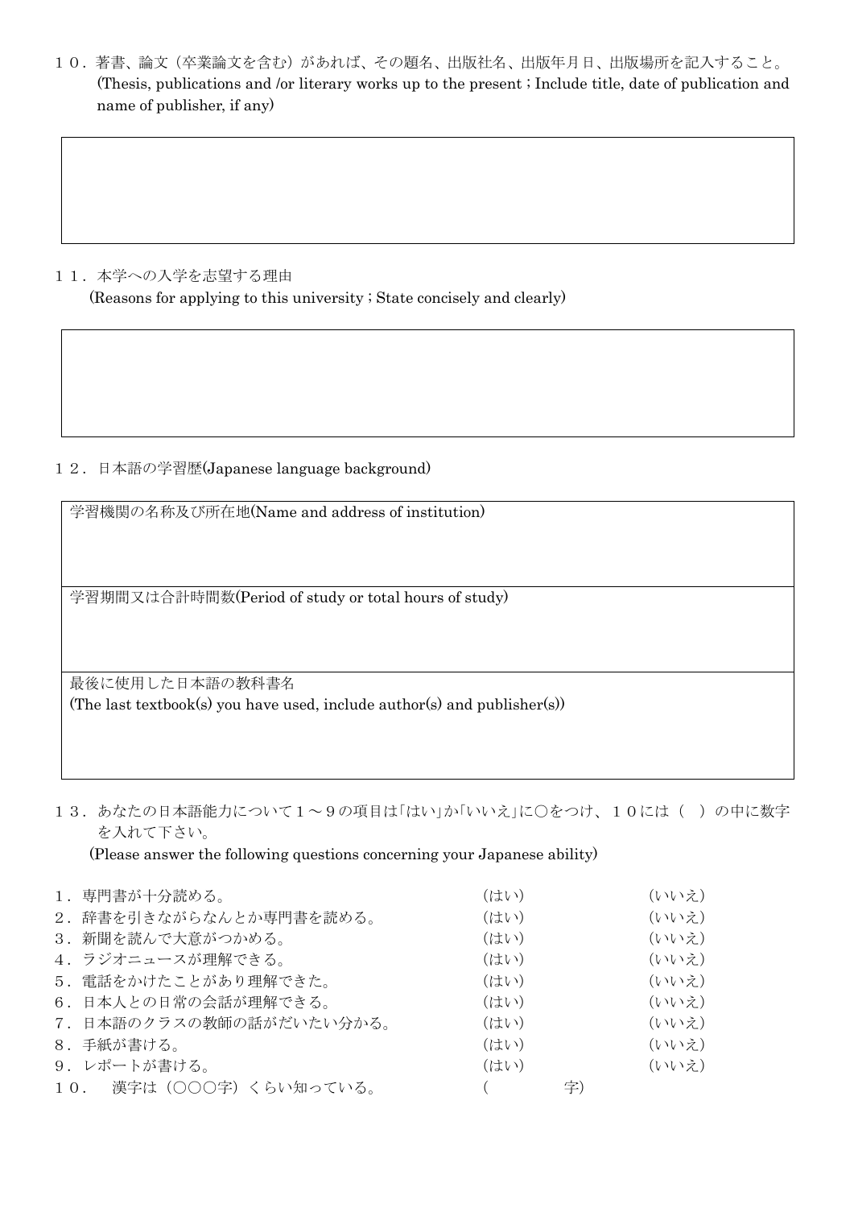１０．著書、論文（卒業論文を含む）があれば、その題名、出版社名、出版年月日、出版場所を記入すること。
(Thesis, publications and /or literary works up to the present ; Include title, date of publication and name of publisher, if any)

| |
|---|
| |

１１．本学への入学を志望する理由
(Reasons for applying to this university ; State concisely and clearly)

| |
|---|
| |

１２．日本語の学習歴(Japanese language background)

| |
|---|
| 学習機関の名称及び所在地(Name and address of institution) |
| 学習期間又は合計時間数(Period of study or total hours of study) |
| 最後に使用した日本語の教科書名<br>(The last textbook(s) you have used, include author(s) and publisher(s)) |

１３．あなたの日本語能力について１～９の項目は｢はい｣か｢いいえ｣に○をつけ、１０には（ ）の中に数字を入れて下さい。
(Please answer the following questions concerning your Japanese ability)

| | | |
|---|---|---|
| １．専門書が十分読める。 | (はい) | (いいえ) |
| ２．辞書を引きながらなんとか専門書を読める。 | (はい) | (いいえ) |
| ３．新聞を読んで大意がつかめる。 | (はい) | (いいえ) |
| ４．ラジオニュースが理解できる。 | (はい) | (いいえ) |
| ５．電話をかけたことがあり理解できた。 | (はい) | (いいえ) |
| ６．日本人との日常の会話が理解できる。 | (はい) | (いいえ) |
| ７．日本語のクラスの教師の話がだいたい分かる。 | (はい) | (いいえ) |
| ８．手紙が書ける。 | (はい) | (いいえ) |
| ９．レポートが書ける。 | (はい) | (いいえ) |
| １０．　漢字は（○○○字）くらい知っている。 | (　　　　字) | |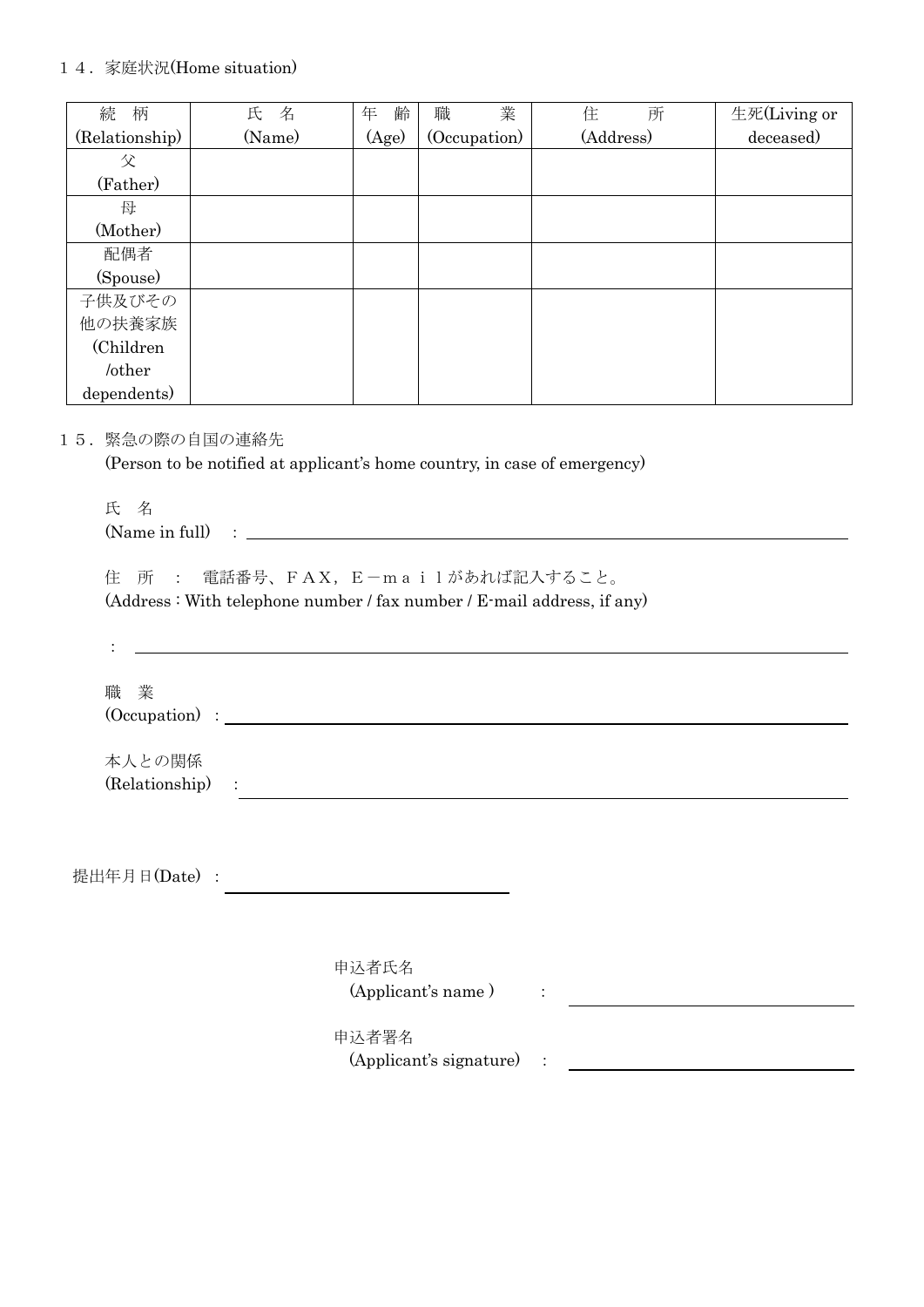１４．家庭状況(Home situation)

| 続　柄 (Relationship) | 氏　名 (Name) | 年　齢 (Age) | 職　　業 (Occupation) | 住　　所 (Address) | 生死(Living or deceased) |
|---|---|---|---|---|---|
| 父 (Father) | | | | | |
| 母 (Mother) | | | | | |
| 配偶者 (Spouse) | | | | | |
| 子供及びその他の扶養家族 (Children /other dependents) | | | | | |

１５．緊急の際の自国の連絡先
(Person to be notified at applicant's home country, in case of emergency)

氏　名
(Name in full)　: ______________________________

住　所　:　電話番号、ＦＡＸ，Ｅ－ｍａｉｌがあれば記入すること。
(Address : With telephone number / fax number / E-mail address, if any)

:　______________________________

職　業
(Occupation) : ______________________________

本人との関係
(Relationship)　: ______________________________

提出年月日(Date)　: ______________________________

申込者氏名
(Applicant's name )　: ______________________________

申込者署名
(Applicant's signature)　: ______________________________